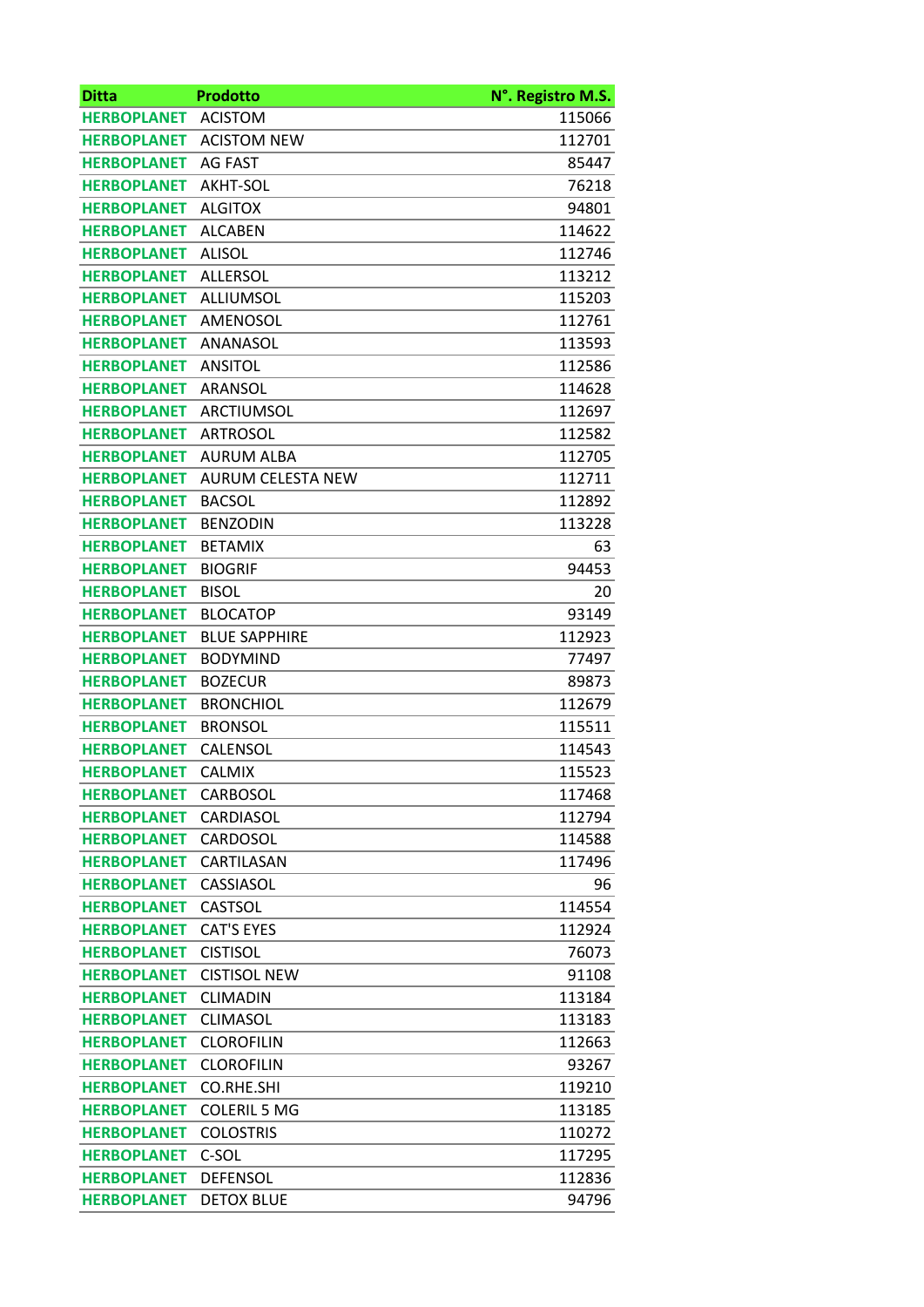| Ditta | Prodotto | N°. Registro M.S. |
|---|---|---|
| HERBOPLANET | ACISTOM | 115066 |
| HERBOPLANET | ACISTOM NEW | 112701 |
| HERBOPLANET | AG FAST | 85447 |
| HERBOPLANET | AKHT-SOL | 76218 |
| HERBOPLANET | ALGITOX | 94801 |
| HERBOPLANET | ALCABEN | 114622 |
| HERBOPLANET | ALISOL | 112746 |
| HERBOPLANET | ALLERSOL | 113212 |
| HERBOPLANET | ALLIUMSOL | 115203 |
| HERBOPLANET | AMENOSOL | 112761 |
| HERBOPLANET | ANANASOL | 113593 |
| HERBOPLANET | ANSITOL | 112586 |
| HERBOPLANET | ARANSOL | 114628 |
| HERBOPLANET | ARCTIUMSOL | 112697 |
| HERBOPLANET | ARTROSOL | 112582 |
| HERBOPLANET | AURUM ALBA | 112705 |
| HERBOPLANET | AURUM CELESTA NEW | 112711 |
| HERBOPLANET | BACSOL | 112892 |
| HERBOPLANET | BENZODIN | 113228 |
| HERBOPLANET | BETAMIX | 63 |
| HERBOPLANET | BIOGRIF | 94453 |
| HERBOPLANET | BISOL | 20 |
| HERBOPLANET | BLOCATOP | 93149 |
| HERBOPLANET | BLUE SAPPHIRE | 112923 |
| HERBOPLANET | BODYMIND | 77497 |
| HERBOPLANET | BOZECUR | 89873 |
| HERBOPLANET | BRONCHIOL | 112679 |
| HERBOPLANET | BRONSOL | 115511 |
| HERBOPLANET | CALENSOL | 114543 |
| HERBOPLANET | CALMIX | 115523 |
| HERBOPLANET | CARBOSOL | 117468 |
| HERBOPLANET | CARDIASOL | 112794 |
| HERBOPLANET | CARDOSOL | 114588 |
| HERBOPLANET | CARTILASAN | 117496 |
| HERBOPLANET | CASSIASOL | 96 |
| HERBOPLANET | CASTSOL | 114554 |
| HERBOPLANET | CAT'S EYES | 112924 |
| HERBOPLANET | CISTISOL | 76073 |
| HERBOPLANET | CISTISOL NEW | 91108 |
| HERBOPLANET | CLIMADIN | 113184 |
| HERBOPLANET | CLIMASOL | 113183 |
| HERBOPLANET | CLOROFILIN | 112663 |
| HERBOPLANET | CLOROFILIN | 93267 |
| HERBOPLANET | CO.RHE.SHI | 119210 |
| HERBOPLANET | COLERIL 5 MG | 113185 |
| HERBOPLANET | COLOSTRIS | 110272 |
| HERBOPLANET | C-SOL | 117295 |
| HERBOPLANET | DEFENSOL | 112836 |
| HERBOPLANET | DETOX BLUE | 94796 |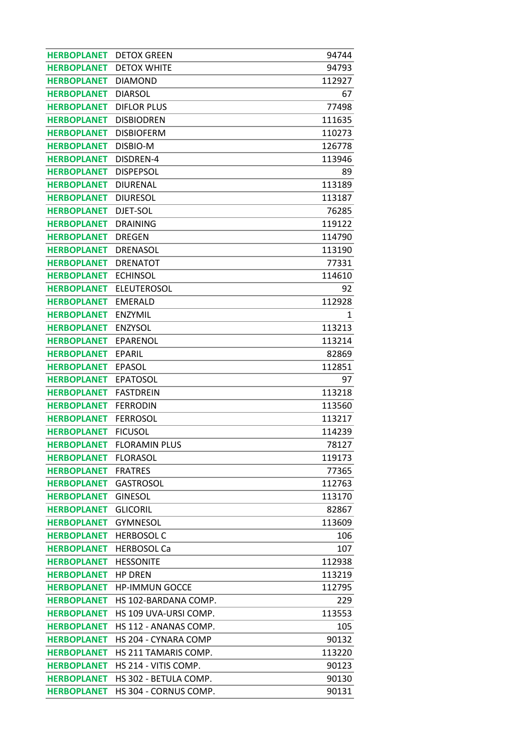| HERBOPLANET | DETOX GREEN | 94744 |
|---|---|---|
| HERBOPLANET | DETOX WHITE | 94793 |
| HERBOPLANET | DIAMOND | 112927 |
| HERBOPLANET | DIARSOL | 67 |
| HERBOPLANET | DIFLOR PLUS | 77498 |
| HERBOPLANET | DISBIODREN | 111635 |
| HERBOPLANET | DISBIOFERM | 110273 |
| HERBOPLANET | DISBIO-M | 126778 |
| HERBOPLANET | DISDREN-4 | 113946 |
| HERBOPLANET | DISPEPSOL | 89 |
| HERBOPLANET | DIURENAL | 113189 |
| HERBOPLANET | DIURESOL | 113187 |
| HERBOPLANET | DJET-SOL | 76285 |
| HERBOPLANET | DRAINING | 119122 |
| HERBOPLANET | DREGEN | 114790 |
| HERBOPLANET | DRENASOL | 113190 |
| HERBOPLANET | DRENATOT | 77331 |
| HERBOPLANET | ECHINSOL | 114610 |
| HERBOPLANET | ELEUTEROSOL | 92 |
| HERBOPLANET | EMERALD | 112928 |
| HERBOPLANET | ENZYMIL | 1 |
| HERBOPLANET | ENZYSOL | 113213 |
| HERBOPLANET | EPARENOL | 113214 |
| HERBOPLANET | EPARIL | 82869 |
| HERBOPLANET | EPASOL | 112851 |
| HERBOPLANET | EPATOSOL | 97 |
| HERBOPLANET | FASTDREIN | 113218 |
| HERBOPLANET | FERRODIN | 113560 |
| HERBOPLANET | FERROSOL | 113217 |
| HERBOPLANET | FICUSOL | 114239 |
| HERBOPLANET | FLORAMIN PLUS | 78127 |
| HERBOPLANET | FLORASOL | 119173 |
| HERBOPLANET | FRATRES | 77365 |
| HERBOPLANET | GASTROSOL | 112763 |
| HERBOPLANET | GINESOL | 113170 |
| HERBOPLANET | GLICORIL | 82867 |
| HERBOPLANET | GYMNESOL | 113609 |
| HERBOPLANET | HERBOSOL C | 106 |
| HERBOPLANET | HERBOSOL Ca | 107 |
| HERBOPLANET | HESSONITE | 112938 |
| HERBOPLANET | HP DREN | 113219 |
| HERBOPLANET | HP-IMMUN GOCCE | 112795 |
| HERBOPLANET | HS 102-BARDANA COMP. | 229 |
| HERBOPLANET | HS 109 UVA-URSI COMP. | 113553 |
| HERBOPLANET | HS 112 - ANANAS COMP. | 105 |
| HERBOPLANET | HS 204 - CYNARA COMP | 90132 |
| HERBOPLANET | HS 211 TAMARIS COMP. | 113220 |
| HERBOPLANET | HS 214 - VITIS COMP. | 90123 |
| HERBOPLANET | HS 302 - BETULA COMP. | 90130 |
| HERBOPLANET | HS 304 - CORNUS COMP. | 90131 |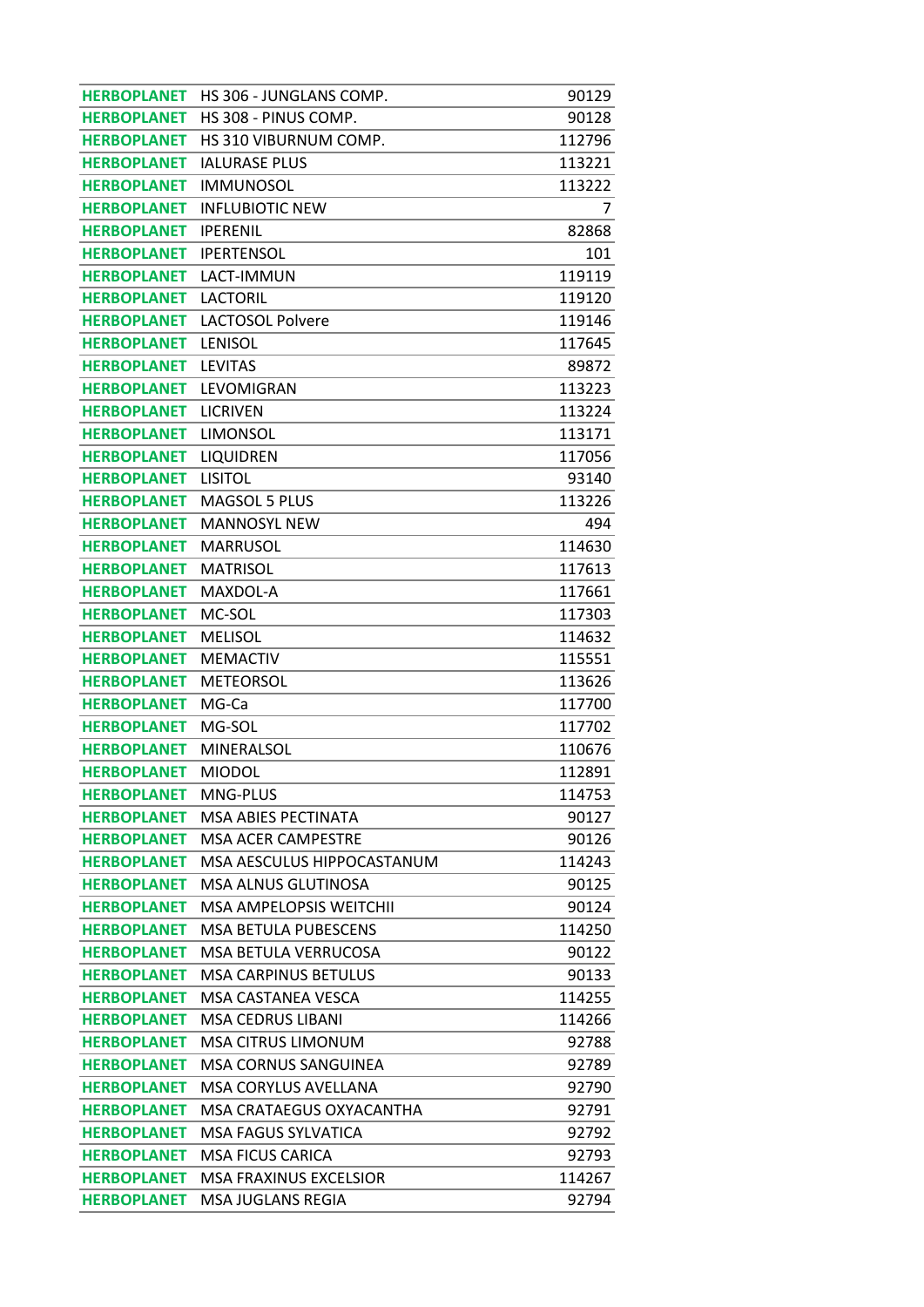| | | |
|---|---|---|
| HERBOPLANET | HS 306 - JUNGLANS COMP. | 90129 |
| HERBOPLANET | HS 308 - PINUS COMP. | 90128 |
| HERBOPLANET | HS 310 VIBURNUM COMP. | 112796 |
| HERBOPLANET | IALURASE PLUS | 113221 |
| HERBOPLANET | IMMUNOSOL | 113222 |
| HERBOPLANET | INFLUBIOTIC NEW | 7 |
| HERBOPLANET | IPERENIL | 82868 |
| HERBOPLANET | IPERTENSOL | 101 |
| HERBOPLANET | LACT-IMMUN | 119119 |
| HERBOPLANET | LACTORIL | 119120 |
| HERBOPLANET | LACTOSOL Polvere | 119146 |
| HERBOPLANET | LENISOL | 117645 |
| HERBOPLANET | LEVITAS | 89872 |
| HERBOPLANET | LEVOMIGRAN | 113223 |
| HERBOPLANET | LICRIVEN | 113224 |
| HERBOPLANET | LIMONSOL | 113171 |
| HERBOPLANET | LIQUIDREN | 117056 |
| HERBOPLANET | LISITOL | 93140 |
| HERBOPLANET | MAGSOL 5 PLUS | 113226 |
| HERBOPLANET | MANNOSYL NEW | 494 |
| HERBOPLANET | MARRUSOL | 114630 |
| HERBOPLANET | MATRISOL | 117613 |
| HERBOPLANET | MAXDOL-A | 117661 |
| HERBOPLANET | MC-SOL | 117303 |
| HERBOPLANET | MELISOL | 114632 |
| HERBOPLANET | MEMACTIV | 115551 |
| HERBOPLANET | METEORSOL | 113626 |
| HERBOPLANET | MG-Ca | 117700 |
| HERBOPLANET | MG-SOL | 117702 |
| HERBOPLANET | MINERALSOL | 110676 |
| HERBOPLANET | MIODOL | 112891 |
| HERBOPLANET | MNG-PLUS | 114753 |
| HERBOPLANET | MSA ABIES PECTINATA | 90127 |
| HERBOPLANET | MSA ACER CAMPESTRE | 90126 |
| HERBOPLANET | MSA AESCULUS HIPPOCASTANUM | 114243 |
| HERBOPLANET | MSA ALNUS GLUTINOSA | 90125 |
| HERBOPLANET | MSA AMPELOPSIS WEITCHII | 90124 |
| HERBOPLANET | MSA BETULA PUBESCENS | 114250 |
| HERBOPLANET | MSA BETULA VERRUCOSA | 90122 |
| HERBOPLANET | MSA CARPINUS BETULUS | 90133 |
| HERBOPLANET | MSA CASTANEA VESCA | 114255 |
| HERBOPLANET | MSA CEDRUS LIBANI | 114266 |
| HERBOPLANET | MSA CITRUS LIMONUM | 92788 |
| HERBOPLANET | MSA CORNUS SANGUINEA | 92789 |
| HERBOPLANET | MSA CORYLUS AVELLANA | 92790 |
| HERBOPLANET | MSA CRATAEGUS OXYACANTHA | 92791 |
| HERBOPLANET | MSA FAGUS SYLVATICA | 92792 |
| HERBOPLANET | MSA FICUS CARICA | 92793 |
| HERBOPLANET | MSA FRAXINUS EXCELSIOR | 114267 |
| HERBOPLANET | MSA JUGLANS REGIA | 92794 |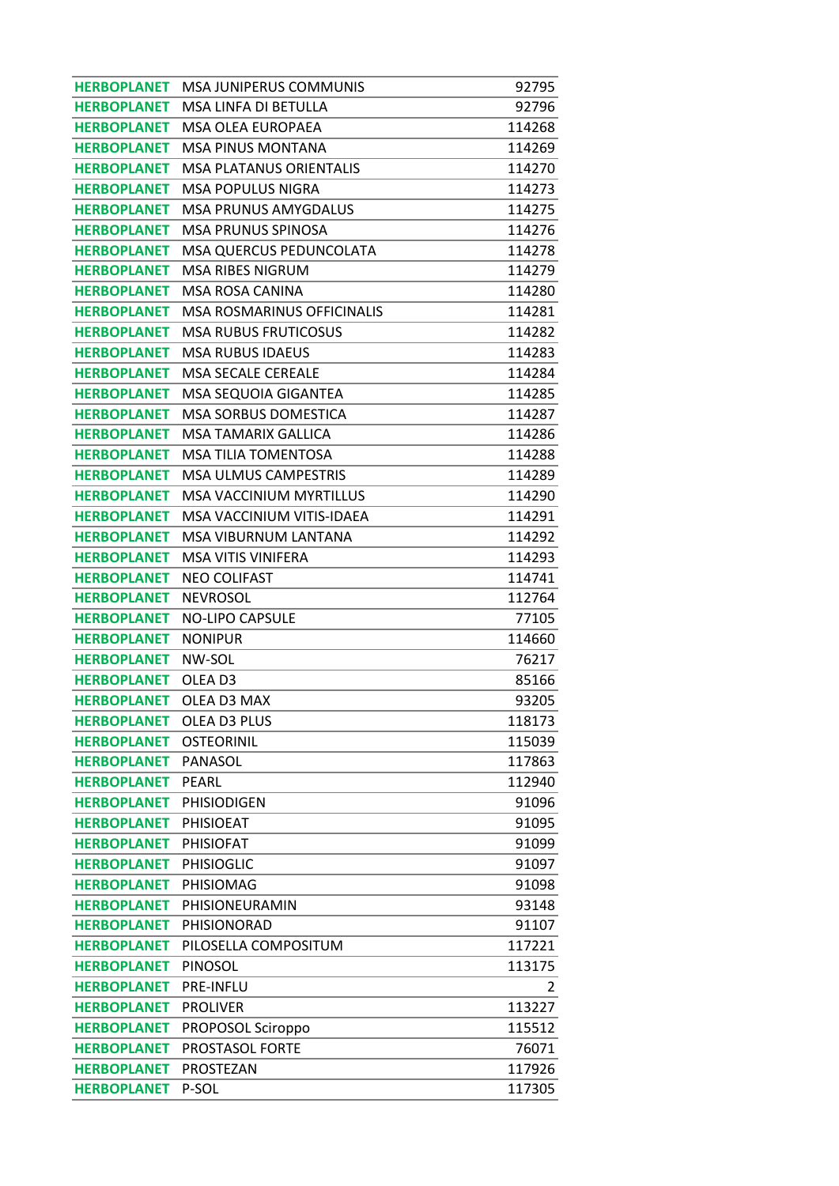| | | |
|---|---|---|
| HERBOPLANET | MSA JUNIPERUS COMMUNIS | 92795 |
| HERBOPLANET | MSA LINFA DI BETULLA | 92796 |
| HERBOPLANET | MSA OLEA EUROPAEA | 114268 |
| HERBOPLANET | MSA PINUS MONTANA | 114269 |
| HERBOPLANET | MSA PLATANUS ORIENTALIS | 114270 |
| HERBOPLANET | MSA POPULUS NIGRA | 114273 |
| HERBOPLANET | MSA PRUNUS AMYGDALUS | 114275 |
| HERBOPLANET | MSA PRUNUS SPINOSA | 114276 |
| HERBOPLANET | MSA QUERCUS PEDUNCOLATA | 114278 |
| HERBOPLANET | MSA RIBES NIGRUM | 114279 |
| HERBOPLANET | MSA ROSA CANINA | 114280 |
| HERBOPLANET | MSA ROSMARINUS OFFICINALIS | 114281 |
| HERBOPLANET | MSA RUBUS FRUTICOSUS | 114282 |
| HERBOPLANET | MSA RUBUS IDAEUS | 114283 |
| HERBOPLANET | MSA SECALE CEREALE | 114284 |
| HERBOPLANET | MSA SEQUOIA GIGANTEA | 114285 |
| HERBOPLANET | MSA SORBUS DOMESTICA | 114287 |
| HERBOPLANET | MSA TAMARIX GALLICA | 114286 |
| HERBOPLANET | MSA TILIA TOMENTOSA | 114288 |
| HERBOPLANET | MSA ULMUS CAMPESTRIS | 114289 |
| HERBOPLANET | MSA VACCINIUM MYRTILLUS | 114290 |
| HERBOPLANET | MSA VACCINIUM VITIS-IDAEA | 114291 |
| HERBOPLANET | MSA VIBURNUM LANTANA | 114292 |
| HERBOPLANET | MSA VITIS VINIFERA | 114293 |
| HERBOPLANET | NEO COLIFAST | 114741 |
| HERBOPLANET | NEVROSOL | 112764 |
| HERBOPLANET | NO-LIPO CAPSULE | 77105 |
| HERBOPLANET | NONIPUR | 114660 |
| HERBOPLANET | NW-SOL | 76217 |
| HERBOPLANET | OLEA D3 | 85166 |
| HERBOPLANET | OLEA D3 MAX | 93205 |
| HERBOPLANET | OLEA D3 PLUS | 118173 |
| HERBOPLANET | OSTEORINIL | 115039 |
| HERBOPLANET | PANASOL | 117863 |
| HERBOPLANET | PEARL | 112940 |
| HERBOPLANET | PHISIODIGEN | 91096 |
| HERBOPLANET | PHISIOEAT | 91095 |
| HERBOPLANET | PHISIOFAT | 91099 |
| HERBOPLANET | PHISIOGLIC | 91097 |
| HERBOPLANET | PHISIOMAG | 91098 |
| HERBOPLANET | PHISIONEURAMIN | 93148 |
| HERBOPLANET | PHISIONORAD | 91107 |
| HERBOPLANET | PILOSELLA COMPOSITUM | 117221 |
| HERBOPLANET | PINOSOL | 113175 |
| HERBOPLANET | PRE-INFLU | 2 |
| HERBOPLANET | PROLIVER | 113227 |
| HERBOPLANET | PROPOSOL Sciroppo | 115512 |
| HERBOPLANET | PROSTASOL FORTE | 76071 |
| HERBOPLANET | PROSTEZAN | 117926 |
| HERBOPLANET | P-SOL | 117305 |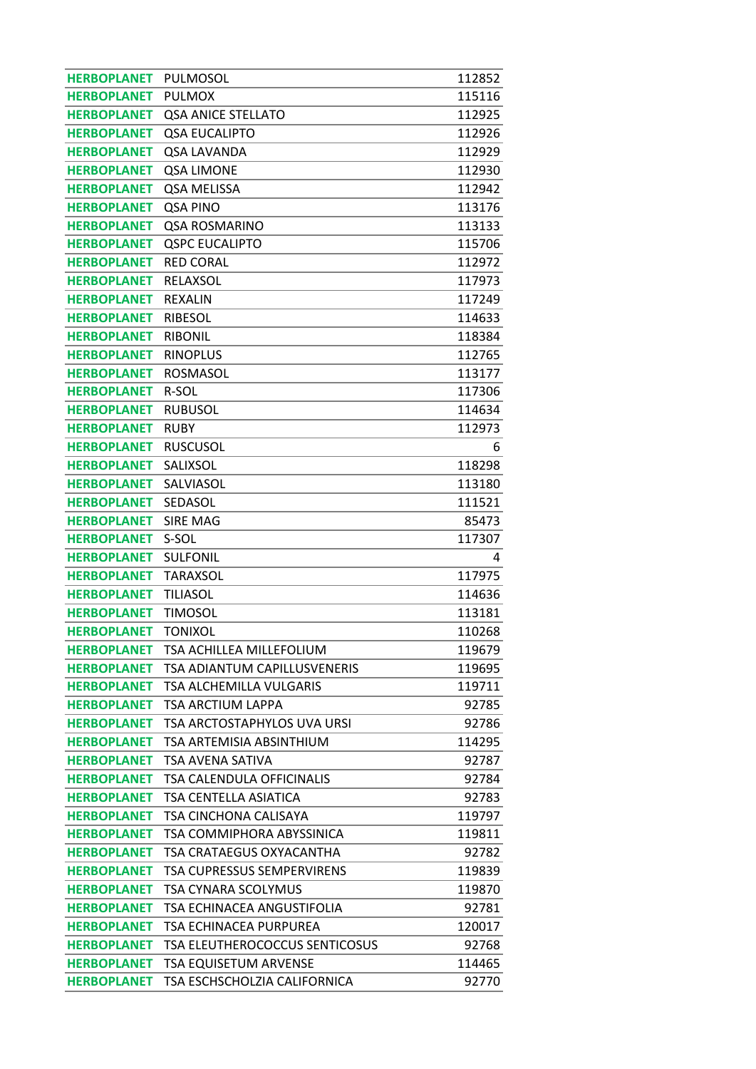| | | |
|---|---|---|
| HERBOPLANET | PULMOSOL | 112852 |
| HERBOPLANET | PULMOX | 115116 |
| HERBOPLANET | QSA ANICE STELLATO | 112925 |
| HERBOPLANET | QSA EUCALIPTO | 112926 |
| HERBOPLANET | QSA LAVANDA | 112929 |
| HERBOPLANET | QSA LIMONE | 112930 |
| HERBOPLANET | QSA MELISSA | 112942 |
| HERBOPLANET | QSA PINO | 113176 |
| HERBOPLANET | QSA ROSMARINO | 113133 |
| HERBOPLANET | QSPC EUCALIPTO | 115706 |
| HERBOPLANET | RED CORAL | 112972 |
| HERBOPLANET | RELAXSOL | 117973 |
| HERBOPLANET | REXALIN | 117249 |
| HERBOPLANET | RIBESOL | 114633 |
| HERBOPLANET | RIBONIL | 118384 |
| HERBOPLANET | RINOPLUS | 112765 |
| HERBOPLANET | ROSMASOL | 113177 |
| HERBOPLANET | R-SOL | 117306 |
| HERBOPLANET | RUBUSOL | 114634 |
| HERBOPLANET | RUBY | 112973 |
| HERBOPLANET | RUSCUSOL | 6 |
| HERBOPLANET | SALIXSOL | 118298 |
| HERBOPLANET | SALVIASOL | 113180 |
| HERBOPLANET | SEDASOL | 111521 |
| HERBOPLANET | SIRE MAG | 85473 |
| HERBOPLANET | S-SOL | 117307 |
| HERBOPLANET | SULFONIL | 4 |
| HERBOPLANET | TARAXSOL | 117975 |
| HERBOPLANET | TILIASOL | 114636 |
| HERBOPLANET | TIMOSOL | 113181 |
| HERBOPLANET | TONIXOL | 110268 |
| HERBOPLANET | TSA ACHILLEA MILLEFOLIUM | 119679 |
| HERBOPLANET | TSA ADIANTUM CAPILLUSVENERIS | 119695 |
| HERBOPLANET | TSA ALCHEMILLA VULGARIS | 119711 |
| HERBOPLANET | TSA ARCTIUM LAPPA | 92785 |
| HERBOPLANET | TSA ARCTOSTAPHYLOS UVA URSI | 92786 |
| HERBOPLANET | TSA ARTEMISIA ABSINTHIUM | 114295 |
| HERBOPLANET | TSA AVENA SATIVA | 92787 |
| HERBOPLANET | TSA CALENDULA OFFICINALIS | 92784 |
| HERBOPLANET | TSA CENTELLA ASIATICA | 92783 |
| HERBOPLANET | TSA CINCHONA CALISAYA | 119797 |
| HERBOPLANET | TSA COMMIPHORA ABYSSINICA | 119811 |
| HERBOPLANET | TSA CRATAEGUS OXYACANTHA | 92782 |
| HERBOPLANET | TSA CUPRESSUS SEMPERVIRENS | 119839 |
| HERBOPLANET | TSA CYNARA SCOLYMUS | 119870 |
| HERBOPLANET | TSA ECHINACEA ANGUSTIFOLIA | 92781 |
| HERBOPLANET | TSA ECHINACEA PURPUREA | 120017 |
| HERBOPLANET | TSA ELEUTHEROCOCCUS SENTICOSUS | 92768 |
| HERBOPLANET | TSA EQUISETUM ARVENSE | 114465 |
| HERBOPLANET | TSA ESCHSCHOLZIA CALIFORNICA | 92770 |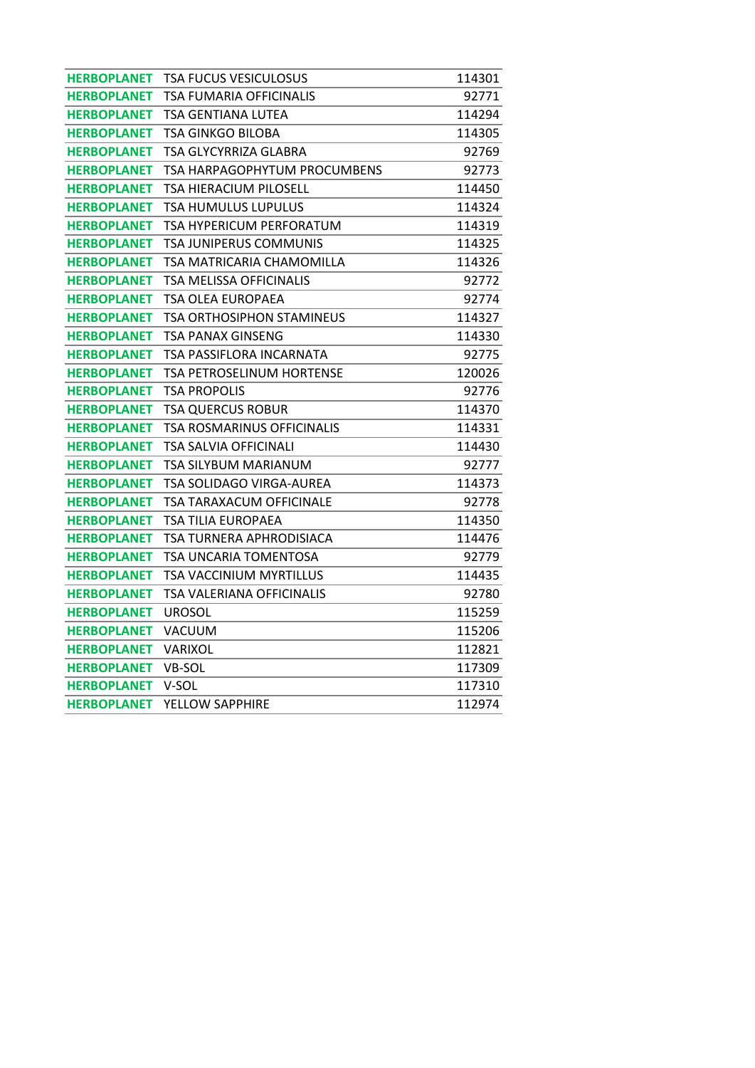| | | |
|---|---|---|
| **HERBOPLANET** | TSA FUCUS VESICULOSUS | 114301 |
| **HERBOPLANET** | TSA FUMARIA OFFICINALIS | 92771 |
| **HERBOPLANET** | TSA GENTIANA LUTEA | 114294 |
| **HERBOPLANET** | TSA GINKGO BILOBA | 114305 |
| **HERBOPLANET** | TSA GLYCYRRIZA GLABRA | 92769 |
| **HERBOPLANET** | TSA HARPAGOPHYTUM PROCUMBENS | 92773 |
| **HERBOPLANET** | TSA HIERACIUM PILOSELL | 114450 |
| **HERBOPLANET** | TSA HUMULUS LUPULUS | 114324 |
| **HERBOPLANET** | TSA HYPERICUM PERFORATUM | 114319 |
| **HERBOPLANET** | TSA JUNIPERUS COMMUNIS | 114325 |
| **HERBOPLANET** | TSA MATRICARIA CHAMOMILLA | 114326 |
| **HERBOPLANET** | TSA MELISSA OFFICINALIS | 92772 |
| **HERBOPLANET** | TSA OLEA EUROPAEA | 92774 |
| **HERBOPLANET** | TSA ORTHOSIPHON STAMINEUS | 114327 |
| **HERBOPLANET** | TSA PANAX GINSENG | 114330 |
| **HERBOPLANET** | TSA PASSIFLORA INCARNATA | 92775 |
| **HERBOPLANET** | TSA PETROSELINUM HORTENSE | 120026 |
| **HERBOPLANET** | TSA PROPOLIS | 92776 |
| **HERBOPLANET** | TSA QUERCUS ROBUR | 114370 |
| **HERBOPLANET** | TSA ROSMARINUS OFFICINALIS | 114331 |
| **HERBOPLANET** | TSA SALVIA OFFICINALI | 114430 |
| **HERBOPLANET** | TSA SILYBUM MARIANUM | 92777 |
| **HERBOPLANET** | TSA SOLIDAGO VIRGA-AUREA | 114373 |
| **HERBOPLANET** | TSA TARAXACUM OFFICINALE | 92778 |
| **HERBOPLANET** | TSA TILIA EUROPAEA | 114350 |
| **HERBOPLANET** | TSA TURNERA APHRODISIACA | 114476 |
| **HERBOPLANET** | TSA UNCARIA TOMENTOSA | 92779 |
| **HERBOPLANET** | TSA VACCINIUM MYRTILLUS | 114435 |
| **HERBOPLANET** | TSA VALERIANA OFFICINALIS | 92780 |
| **HERBOPLANET** | UROSOL | 115259 |
| **HERBOPLANET** | VACUUM | 115206 |
| **HERBOPLANET** | VARIXOL | 112821 |
| **HERBOPLANET** | VB-SOL | 117309 |
| **HERBOPLANET** | V-SOL | 117310 |
| **HERBOPLANET** | YELLOW SAPPHIRE | 112974 |